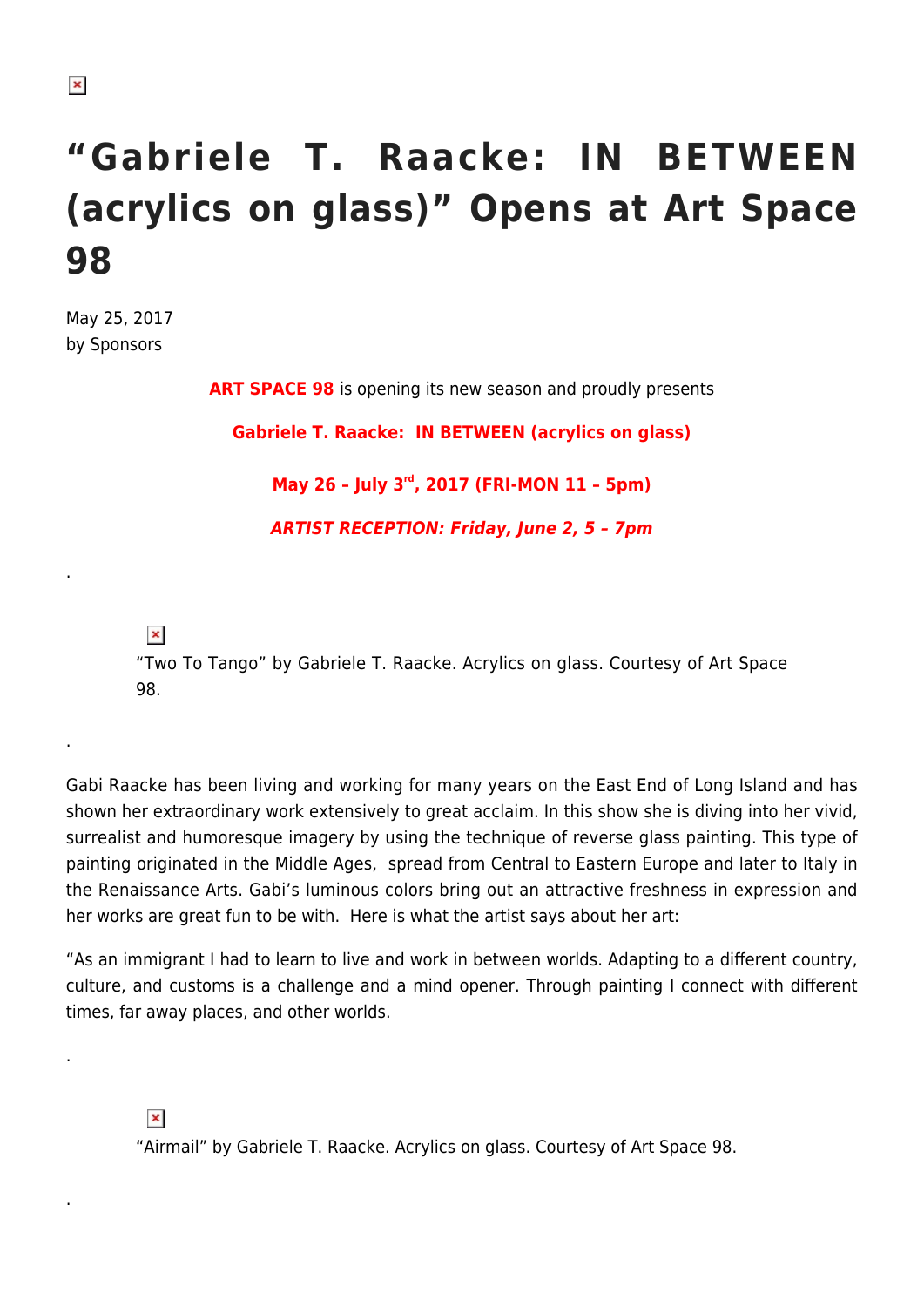# “Gabriele T. Raacke: IN BETWEEN (acrylics on glass)” Opens at Art Space 98

May 25, 2017
by Sponsors

**ART SPACE 98** is opening its new season and proudly presents

**Gabriele T. Raacke: IN BETWEEN (acrylics on glass)**

**May 26 – July 3rd, 2017 (FRI-MON 11 – 5pm)**

***ARTIST RECEPTION: Friday, June 2, 5 – 7pm***

.

“Two To Tango” by Gabriele T. Raacke. Acrylics on glass. Courtesy of Art Space 98.

.

Gabi Raacke has been living and working for many years on the East End of Long Island and has shown her extraordinary work extensively to great acclaim. In this show she is diving into her vivid, surrealist and humoresque imagery by using the technique of reverse glass painting. This type of painting originated in the Middle Ages, spread from Central to Eastern Europe and later to Italy in the Renaissance Arts. Gabi’s luminous colors bring out an attractive freshness in expression and her works are great fun to be with. Here is what the artist says about her art:

“As an immigrant I had to learn to live and work in between worlds. Adapting to a different country, culture, and customs is a challenge and a mind opener. Through painting I connect with different times, far away places, and other worlds.

.

“Airmail” by Gabriele T. Raacke. Acrylics on glass. Courtesy of Art Space 98.

.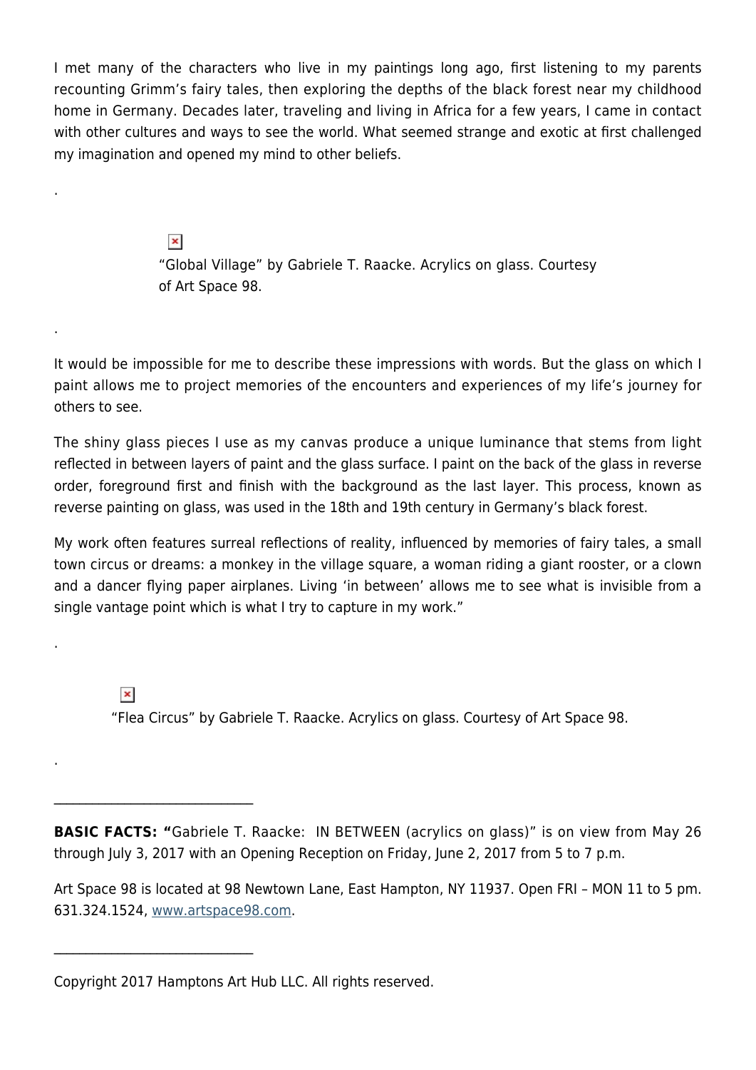I met many of the characters who live in my paintings long ago, first listening to my parents recounting Grimm's fairy tales, then exploring the depths of the black forest near my childhood home in Germany. Decades later, traveling and living in Africa for a few years, I came in contact with other cultures and ways to see the world. What seemed strange and exotic at first challenged my imagination and opened my mind to other beliefs.

.

"Global Village" by Gabriele T. Raacke. Acrylics on glass. Courtesy of Art Space 98.

.

It would be impossible for me to describe these impressions with words. But the glass on which I paint allows me to project memories of the encounters and experiences of my life's journey for others to see.

The shiny glass pieces I use as my canvas produce a unique luminance that stems from light reflected in between layers of paint and the glass surface. I paint on the back of the glass in reverse order, foreground first and finish with the background as the last layer. This process, known as reverse painting on glass, was used in the 18th and 19th century in Germany's black forest.

My work often features surreal reflections of reality, influenced by memories of fairy tales, a small town circus or dreams: a monkey in the village square, a woman riding a giant rooster, or a clown and a dancer flying paper airplanes. Living 'in between' allows me to see what is invisible from a single vantage point which is what I try to capture in my work."

.

"Flea Circus" by Gabriele T. Raacke. Acrylics on glass. Courtesy of Art Space 98.

.

---

**BASIC FACTS: "**Gabriele T. Raacke: IN BETWEEN (acrylics on glass)" is on view from May 26 through July 3, 2017 with an Opening Reception on Friday, June 2, 2017 from 5 to 7 p.m.

Art Space 98 is located at 98 Newtown Lane, East Hampton, NY 11937. Open FRI – MON 11 to 5 pm. 631.324.1524, [www.artspace98.com](http://www.artspace98.com).

---

Copyright 2017 Hamptons Art Hub LLC. All rights reserved.